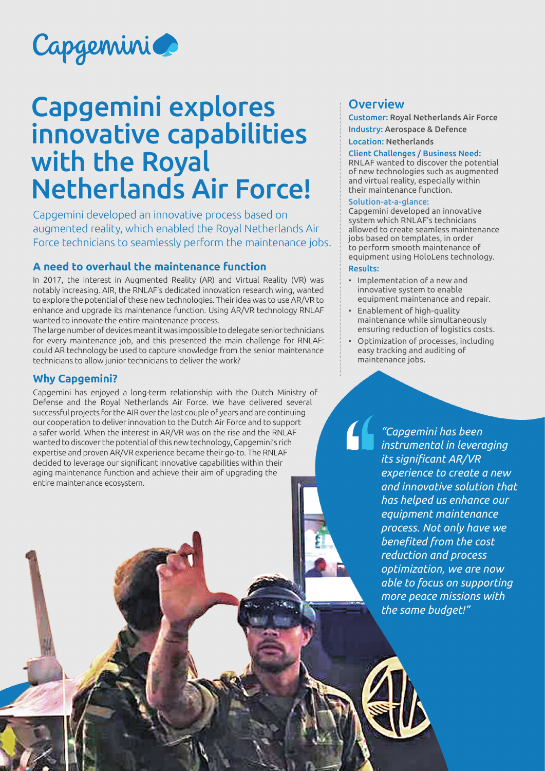# Capgemini explores innovative capabilities with the Royal Netherlands Air Force!

Capgemini developed an innovative process based on augmented reality, which enabled the Royal Netherlands Air Force technicians to seamlessly perform the maintenance jobs.

## A need to overhaul the maintenance function

In 2017, the interest in Augmented Reality (AR) and Virtual Reality (VR) was notably increasing. AIR, the RNLAF's dedicated innovation research wing, wanted to explore the potential of these new technologies. Their idea was to use AR/VR to enhance and upgrade its maintenance function. Using AR/VR technology RNLAF wanted to innovate the entire maintenance process.

The large number of devices meant it was impossible to delegate senior technicians for every maintenance job, and this presented the main challenge for RNLAF: could AR technology be used to capture knowledge from the senior maintenance technicians to allow junior technicians to deliver the work?

## Why Capgemini?

Capgemini has enjoyed a long-term relationship with the Dutch Ministry of Defense and the Royal Netherlands Air Force. We have delivered several successful projects for the AIR over the last couple of years and are continuing our cooperation to deliver innovation to the Dutch Air Force and to support a safer world. When the interest in AR/VR was on the rise and the RNLAF wanted to discover the potential of this new technology, Capgemini's rich expertise and proven AR/VR experience became their go-to. The RNLAF decided to leverage our significant innovative capabilities within their aging maintenance function and achieve their aim of upgrading the entire maintenance ecosystem.

## Overview

**Customer:** Royal Netherlands Air Force

**Industry:** Aerospace & Defence

**Location:** Netherlands

**Client Challenges / Business Need:**
RNLAF wanted to discover the potential of new technologies such as augmented and virtual reality, especially within their maintenance function.

**Solution-at-a-glance:**
Capgemini developed an innovative system which RNLAF's technicians allowed to create seamless maintenance jobs based on templates, in order to perform smooth maintenance of equipment using HoloLens technology.

**Results:**

- Implementation of a new and innovative system to enable equipment maintenance and repair.
- Enablement of high-quality maintenance while simultaneously ensuring reduction of logistics costs.
- Optimization of processes, including easy tracking and auditing of maintenance jobs.

*"Capgemini has been instrumental in leveraging its significant AR/VR experience to create a new and innovative solution that has helped us enhance our equipment maintenance process. Not only have we benefited from the cost reduction and process optimization, we are now able to focus on supporting more peace missions with the same budget!"*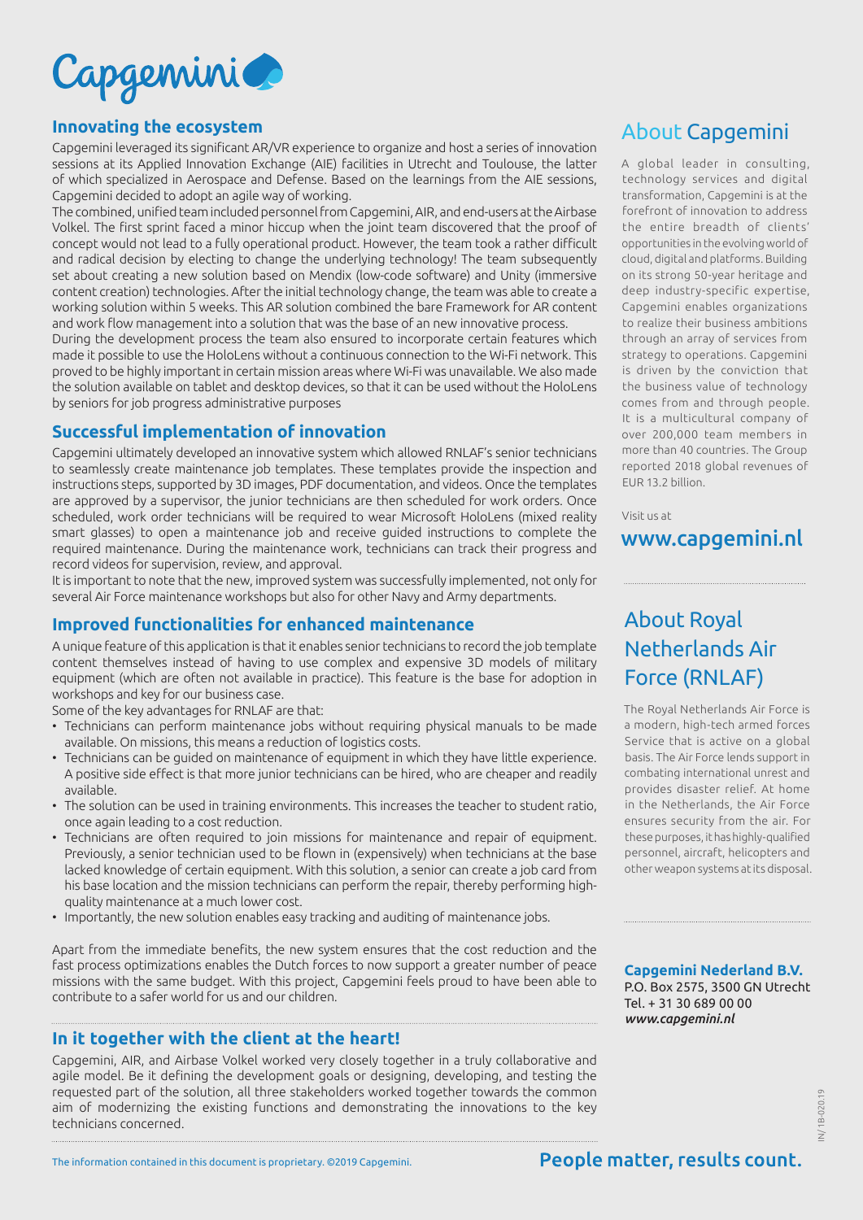Capgemini

## Innovating the ecosystem

Capgemini leveraged its significant AR/VR experience to organize and host a series of innovation sessions at its Applied Innovation Exchange (AIE) facilities in Utrecht and Toulouse, the latter of which specialized in Aerospace and Defense. Based on the learnings from the AIE sessions, Capgemini decided to adopt an agile way of working.

The combined, unified team included personnel from Capgemini, AIR, and end-users at the Airbase Volkel. The first sprint faced a minor hiccup when the joint team discovered that the proof of concept would not lead to a fully operational product. However, the team took a rather difficult and radical decision by electing to change the underlying technology! The team subsequently set about creating a new solution based on Mendix (low-code software) and Unity (immersive content creation) technologies. After the initial technology change, the team was able to create a working solution within 5 weeks. This AR solution combined the bare Framework for AR content and work flow management into a solution that was the base of an new innovative process.

During the development process the team also ensured to incorporate certain features which made it possible to use the HoloLens without a continuous connection to the Wi-Fi network. This proved to be highly important in certain mission areas where Wi-Fi was unavailable. We also made the solution available on tablet and desktop devices, so that it can be used without the HoloLens by seniors for job progress administrative purposes

## Successful implementation of innovation

Capgemini ultimately developed an innovative system which allowed RNLAF's senior technicians to seamlessly create maintenance job templates. These templates provide the inspection and instructions steps, supported by 3D images, PDF documentation, and videos. Once the templates are approved by a supervisor, the junior technicians are then scheduled for work orders. Once scheduled, work order technicians will be required to wear Microsoft HoloLens (mixed reality smart glasses) to open a maintenance job and receive guided instructions to complete the required maintenance. During the maintenance work, technicians can track their progress and record videos for supervision, review, and approval.

It is important to note that the new, improved system was successfully implemented, not only for several Air Force maintenance workshops but also for other Navy and Army departments.

## Improved functionalities for enhanced maintenance

A unique feature of this application is that it enables senior technicians to record the job template content themselves instead of having to use complex and expensive 3D models of military equipment (which are often not available in practice). This feature is the base for adoption in workshops and key for our business case.

Some of the key advantages for RNLAF are that:

- Technicians can perform maintenance jobs without requiring physical manuals to be made available. On missions, this means a reduction of logistics costs.
- Technicians can be guided on maintenance of equipment in which they have little experience. A positive side effect is that more junior technicians can be hired, who are cheaper and readily available.
- The solution can be used in training environments. This increases the teacher to student ratio, once again leading to a cost reduction.
- Technicians are often required to join missions for maintenance and repair of equipment. Previously, a senior technician used to be flown in (expensively) when technicians at the base lacked knowledge of certain equipment. With this solution, a senior can create a job card from his base location and the mission technicians can perform the repair, thereby performing high-quality maintenance at a much lower cost.
- Importantly, the new solution enables easy tracking and auditing of maintenance jobs.

Apart from the immediate benefits, the new system ensures that the cost reduction and the fast process optimizations enables the Dutch forces to now support a greater number of peace missions with the same budget. With this project, Capgemini feels proud to have been able to contribute to a safer world for us and our children.

## In it together with the client at the heart!

Capgemini, AIR, and Airbase Volkel worked very closely together in a truly collaborative and agile model. Be it defining the development goals or designing, developing, and testing the requested part of the solution, all three stakeholders worked together towards the common aim of modernizing the existing functions and demonstrating the innovations to the key technicians concerned.

## About Capgemini

A global leader in consulting, technology services and digital transformation, Capgemini is at the forefront of innovation to address the entire breadth of clients' opportunities in the evolving world of cloud, digital and platforms. Building on its strong 50-year heritage and deep industry-specific expertise, Capgemini enables organizations to realize their business ambitions through an array of services from strategy to operations. Capgemini is driven by the conviction that the business value of technology comes from and through people. It is a multicultural company of over 200,000 team members in more than 40 countries. The Group reported 2018 global revenues of EUR 13.2 billion.

Visit us at

**www.capgemini.nl**

## About Royal Netherlands Air Force (RNLAF)

The Royal Netherlands Air Force is a modern, high-tech armed forces Service that is active on a global basis. The Air Force lends support in combating international unrest and provides disaster relief. At home in the Netherlands, the Air Force ensures security from the air. For these purposes, it has highly-qualified personnel, aircraft, helicopters and other weapon systems at its disposal.

**Capgemini Nederland B.V.**
P.O. Box 2575, 3500 GN Utrecht
Tel. + 31 30 689 00 00
*www.capgemini.nl*

The information contained in this document is proprietary. ©2019 Capgemini.

**People matter, results count.**

IN/18-020.19